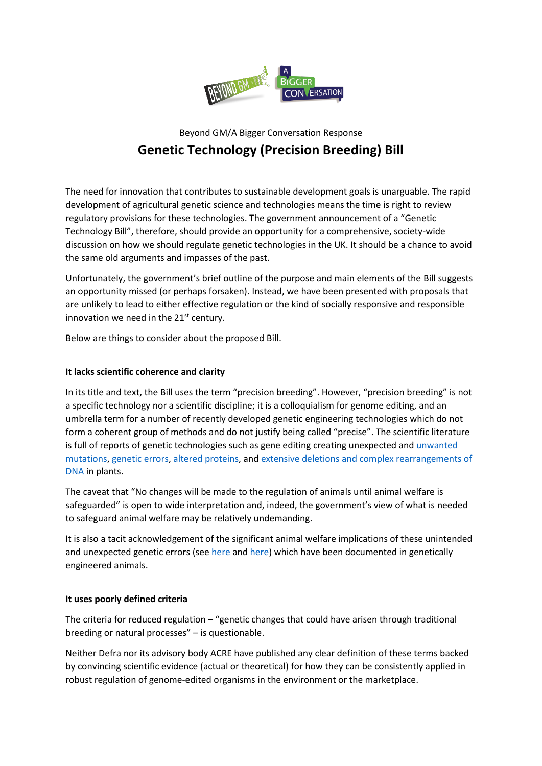Beyond GM/A Bigger Conversation Response

# Genetic Technology (Precision Breeding) Bill

The need for innovation that contributes to sustainable development goals is unarguable. The rapid development of agricultural genetic science and technologies means the time is right to review regulatory provisions for these technologies. The government announcement of a "Genetic Technology Bill", therefore, should provide an opportunity for a comprehensive, society-wide discussion on how we should regulate genetic technologies in the UK. It should be a chance to avoid the same old arguments and impasses of the past.

Unfortunately, the government's brief outline of the purpose and main elements of the Bill suggests an opportunity missed (or perhaps forsaken). Instead, we have been presented with proposals that are unlikely to lead to either effective regulation or the kind of socially responsive and responsible innovation we need in the 21st century.

Below are things to consider about the proposed Bill.

**It lacks scientific coherence and clarity**

In its title and text, the Bill uses the term "precision breeding". However, "precision breeding" is not a specific technology nor a scientific discipline; it is a colloquialism for genome editing, and an umbrella term for a number of recently developed genetic engineering technologies which do not form a coherent group of methods and do not justify being called "precise". The scientific literature is full of reports of genetic technologies such as gene editing creating unexpected and unwanted mutations, genetic errors, altered proteins, and extensive deletions and complex rearrangements of DNA in plants.

The caveat that "No changes will be made to the regulation of animals until animal welfare is safeguarded" is open to wide interpretation and, indeed, the government's view of what is needed to safeguard animal welfare may be relatively undemanding.

It is also a tacit acknowledgement of the significant animal welfare implications of these unintended and unexpected genetic errors (see here and here) which have been documented in genetically engineered animals.

**It uses poorly defined criteria**

The criteria for reduced regulation – "genetic changes that could have arisen through traditional breeding or natural processes" – is questionable.

Neither Defra nor its advisory body ACRE have published any clear definition of these terms backed by convincing scientific evidence (actual or theoretical) for how they can be consistently applied in robust regulation of genome-edited organisms in the environment or the marketplace.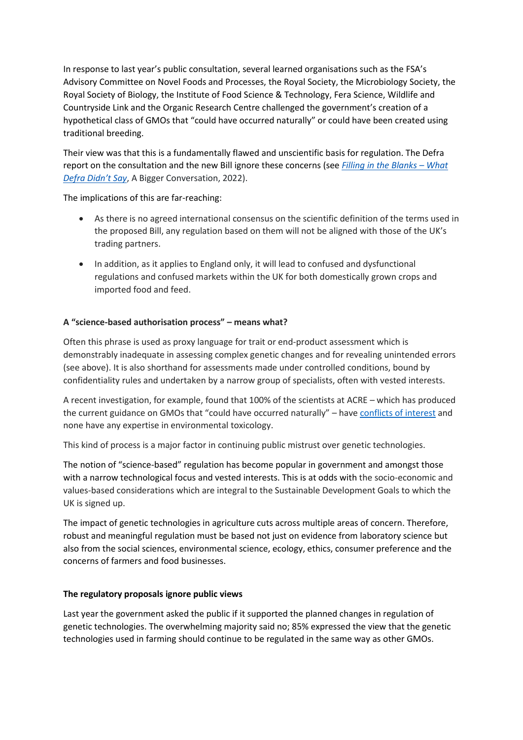In response to last year's public consultation, several learned organisations such as the FSA's Advisory Committee on Novel Foods and Processes, the Royal Society, the Microbiology Society, the Royal Society of Biology, the Institute of Food Science & Technology, Fera Science, Wildlife and Countryside Link and the Organic Research Centre challenged the government's creation of a hypothetical class of GMOs that "could have occurred naturally" or could have been created using traditional breeding.

Their view was that this is a fundamentally flawed and unscientific basis for regulation. The Defra report on the consultation and the new Bill ignore these concerns (see *Filling in the Blanks – What Defra Didn't Say*, A Bigger Conversation, 2022).

The implications of this are far-reaching:

- As there is no agreed international consensus on the scientific definition of the terms used in the proposed Bill, any regulation based on them will not be aligned with those of the UK's trading partners.
- In addition, as it applies to England only, it will lead to confused and dysfunctional regulations and confused markets within the UK for both domestically grown crops and imported food and feed.

**A "science-based authorisation process" – means what?**

Often this phrase is used as proxy language for trait or end-product assessment which is demonstrably inadequate in assessing complex genetic changes and for revealing unintended errors (see above). It is also shorthand for assessments made under controlled conditions, bound by confidentiality rules and undertaken by a narrow group of specialists, often with vested interests.

A recent investigation, for example, found that 100% of the scientists at ACRE – which has produced the current guidance on GMOs that "could have occurred naturally" – have conflicts of interest and none have any expertise in environmental toxicology.

This kind of process is a major factor in continuing public mistrust over genetic technologies.

The notion of "science-based" regulation has become popular in government and amongst those with a narrow technological focus and vested interests. This is at odds with the socio-economic and values-based considerations which are integral to the Sustainable Development Goals to which the UK is signed up.

The impact of genetic technologies in agriculture cuts across multiple areas of concern. Therefore, robust and meaningful regulation must be based not just on evidence from laboratory science but also from the social sciences, environmental science, ecology, ethics, consumer preference and the concerns of farmers and food businesses.

**The regulatory proposals ignore public views**

Last year the government asked the public if it supported the planned changes in regulation of genetic technologies. The overwhelming majority said no; 85% expressed the view that the genetic technologies used in farming should continue to be regulated in the same way as other GMOs.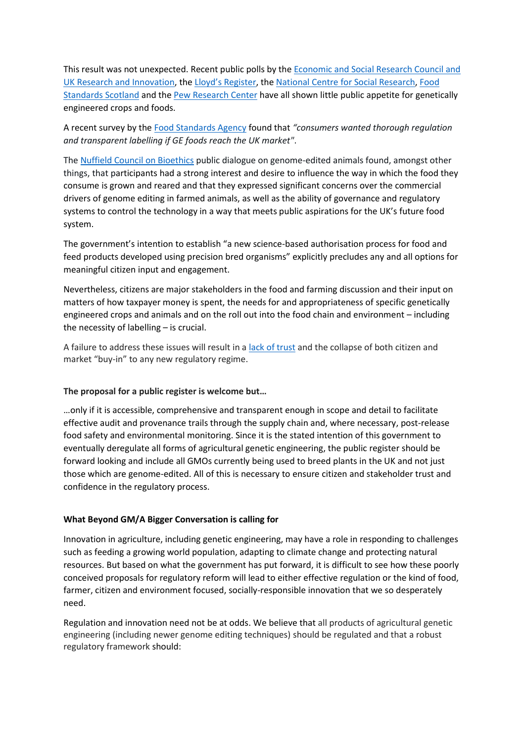This result was not unexpected. Recent public polls by the Economic and Social Research Council and UK Research and Innovation, the Lloyd's Register, the National Centre for Social Research, Food Standards Scotland and the Pew Research Center have all shown little public appetite for genetically engineered crops and foods.

A recent survey by the Food Standards Agency found that *"consumers wanted thorough regulation and transparent labelling if GE foods reach the UK market"*.

The Nuffield Council on Bioethics public dialogue on genome-edited animals found, amongst other things, that participants had a strong interest and desire to influence the way in which the food they consume is grown and reared and that they expressed significant concerns over the commercial drivers of genome editing in farmed animals, as well as the ability of governance and regulatory systems to control the technology in a way that meets public aspirations for the UK's future food system.

The government's intention to establish "a new science-based authorisation process for food and feed products developed using precision bred organisms" explicitly precludes any and all options for meaningful citizen input and engagement.

Nevertheless, citizens are major stakeholders in the food and farming discussion and their input on matters of how taxpayer money is spent, the needs for and appropriateness of specific genetically engineered crops and animals and on the roll out into the food chain and environment – including the necessity of labelling – is crucial.

A failure to address these issues will result in a lack of trust and the collapse of both citizen and market "buy-in" to any new regulatory regime.

**The proposal for a public register is welcome but…**

…only if it is accessible, comprehensive and transparent enough in scope and detail to facilitate effective audit and provenance trails through the supply chain and, where necessary, post-release food safety and environmental monitoring. Since it is the stated intention of this government to eventually deregulate all forms of agricultural genetic engineering, the public register should be forward looking and include all GMOs currently being used to breed plants in the UK and not just those which are genome-edited. All of this is necessary to ensure citizen and stakeholder trust and confidence in the regulatory process.

**What Beyond GM/A Bigger Conversation is calling for**

Innovation in agriculture, including genetic engineering, may have a role in responding to challenges such as feeding a growing world population, adapting to climate change and protecting natural resources. But based on what the government has put forward, it is difficult to see how these poorly conceived proposals for regulatory reform will lead to either effective regulation or the kind of food, farmer, citizen and environment focused, socially-responsible innovation that we so desperately need.

Regulation and innovation need not be at odds. We believe that all products of agricultural genetic engineering (including newer genome editing techniques) should be regulated and that a robust regulatory framework should: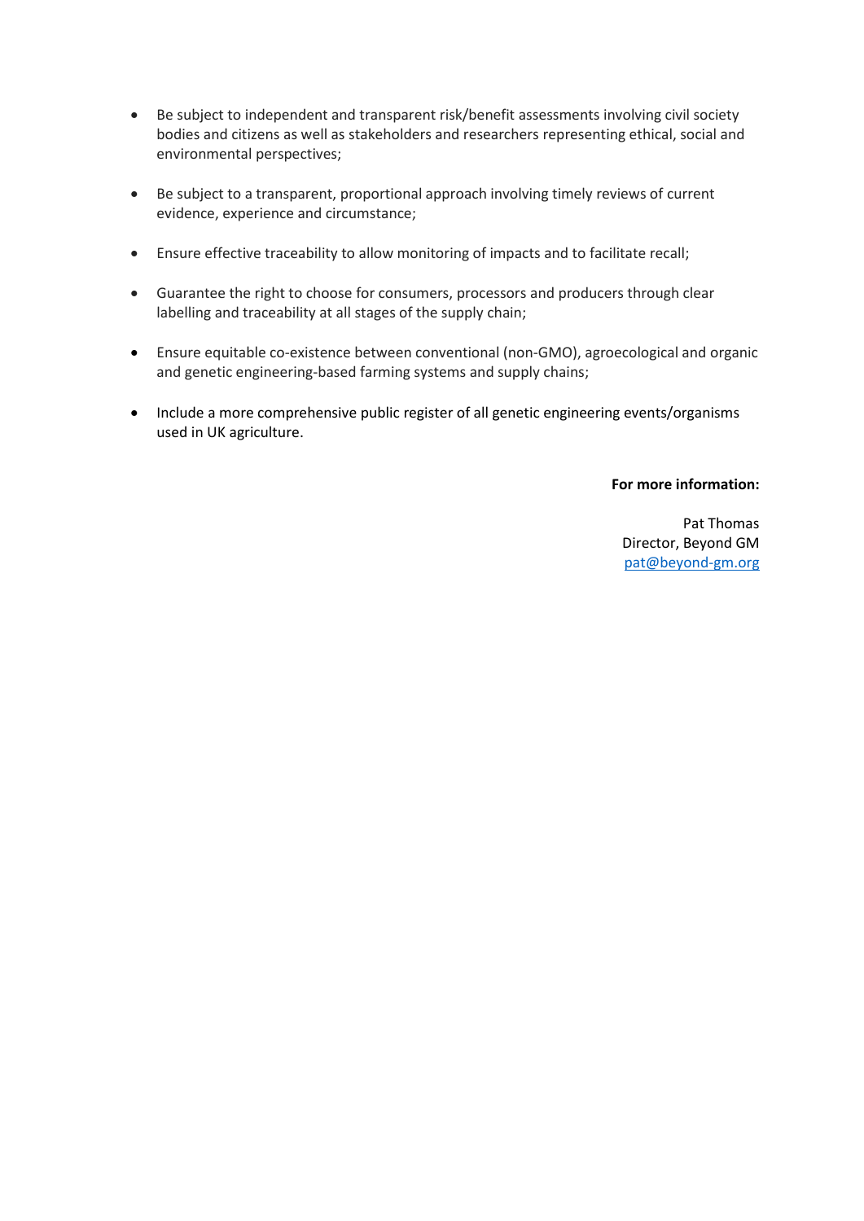- Be subject to independent and transparent risk/benefit assessments involving civil society bodies and citizens as well as stakeholders and researchers representing ethical, social and environmental perspectives;
- Be subject to a transparent, proportional approach involving timely reviews of current evidence, experience and circumstance;
- Ensure effective traceability to allow monitoring of impacts and to facilitate recall;
- Guarantee the right to choose for consumers, processors and producers through clear labelling and traceability at all stages of the supply chain;
- Ensure equitable co-existence between conventional (non-GMO), agroecological and organic and genetic engineering-based farming systems and supply chains;
- Include a more comprehensive public register of all genetic engineering events/organisms used in UK agriculture.

**For more information:**

Pat Thomas
Director, Beyond GM
pat@beyond-gm.org